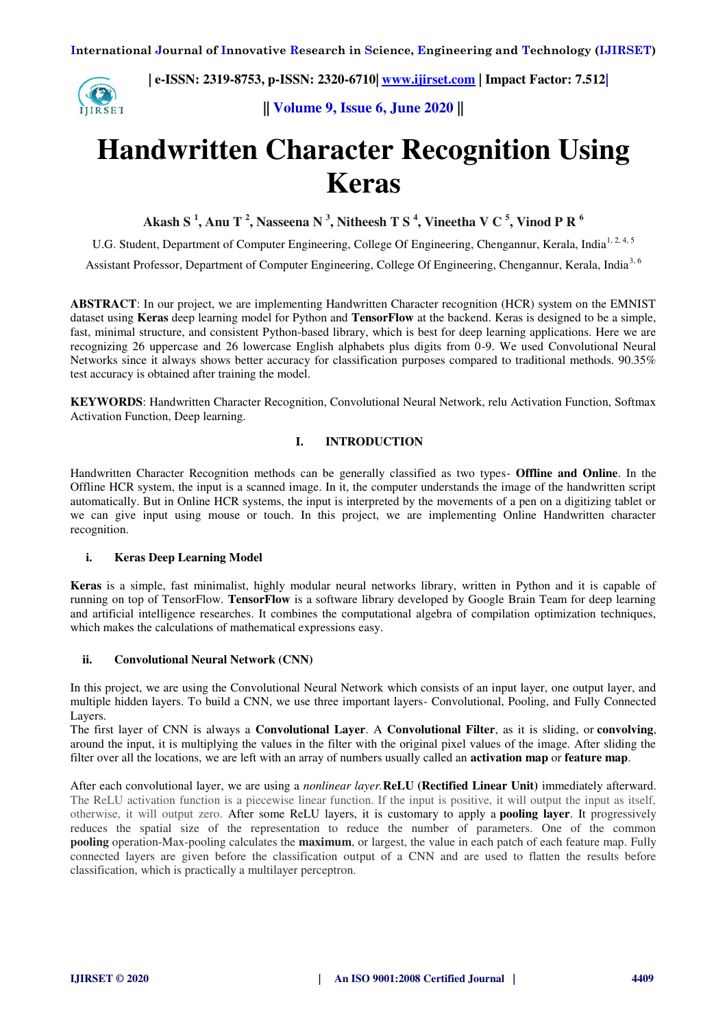# Handwritten Character Recognition Using Keras

**Akash S [1], Anu T [2], Nasseena N [3], Nitheesh T S [4], Vineetha V C [5], Vinod P R [6]**

U.G. Student, Department of Computer Engineering, College Of Engineering, Chengannur, Kerala, India[1, 2, 4, 5]

Assistant Professor, Department of Computer Engineering, College Of Engineering, Chengannur, Kerala, India[3, 6]

**ABSTRACT**: In our project, we are implementing Handwritten Character recognition (HCR) system on the EMNIST dataset using **Keras** deep learning model for Python and **TensorFlow** at the backend. Keras is designed to be a simple, fast, minimal structure, and consistent Python-based library, which is best for deep learning applications. Here we are recognizing 26 uppercase and 26 lowercase English alphabets plus digits from 0-9. We used Convolutional Neural Networks since it always shows better accuracy for classification purposes compared to traditional methods. 90.35% test accuracy is obtained after training the model.

**KEYWORDS**: Handwritten Character Recognition, Convolutional Neural Network, relu Activation Function, Softmax Activation Function, Deep learning.

## I. INTRODUCTION

Handwritten Character Recognition methods can be generally classified as two types- **Offline and Online**. In the Offline HCR system, the input is a scanned image. In it, the computer understands the image of the handwritten script automatically. But in Online HCR systems, the input is interpreted by the movements of a pen on a digitizing tablet or we can give input using mouse or touch. In this project, we are implementing Online Handwritten character recognition.

### i. Keras Deep Learning Model

**Keras** is a simple, fast minimalist, highly modular neural networks library, written in Python and it is capable of running on top of TensorFlow. **TensorFlow** is a software library developed by Google Brain Team for deep learning and artificial intelligence researches. It combines the computational algebra of compilation optimization techniques, which makes the calculations of mathematical expressions easy.

### ii. Convolutional Neural Network (CNN)

In this project, we are using the Convolutional Neural Network which consists of an input layer, one output layer, and multiple hidden layers. To build a CNN, we use three important layers- Convolutional, Pooling, and Fully Connected Layers.
The first layer of CNN is always a **Convolutional Layer**. A **Convolutional Filter**, as it is sliding, or **convolving**, around the input, it is multiplying the values in the filter with the original pixel values of the image. After sliding the filter over all the locations, we are left with an array of numbers usually called an **activation map** or **feature map**.

After each convolutional layer, we are using a *nonlinear layer.* **ReLU** (**Rectified Linear Unit**) immediately afterward. The ReLU activation function is a piecewise linear function. If the input is positive, it will output the input as itself, otherwise, it will output zero. After some ReLU layers, it is customary to apply a **pooling layer**. It progressively reduces the spatial size of the representation to reduce the number of parameters. One of the common **pooling** operation-Max-pooling calculates the **maximum**, or largest, the value in each patch of each feature map. Fully connected layers are given before the classification output of a CNN and are used to flatten the results before classification, which is practically a multilayer perceptron.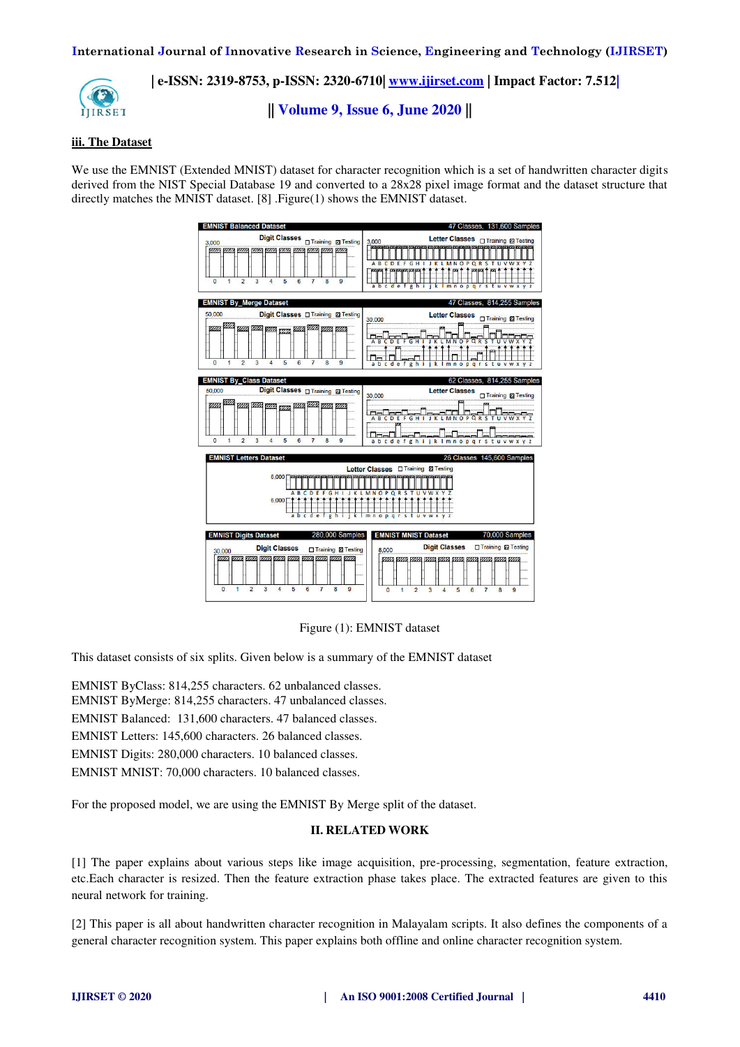### iii. The Dataset

We use the EMNIST (Extended MNIST) dataset for character recognition which is a set of handwritten character digits derived from the NIST Special Database 19 and converted to a 28x28 pixel image format and the dataset structure that directly matches the MNIST dataset. [8] .Figure(1) shows the EMNIST dataset.

Figure (1): EMNIST dataset

This dataset consists of six splits. Given below is a summary of the EMNIST dataset

EMNIST ByClass: 814,255 characters. 62 unbalanced classes.
EMNIST ByMerge: 814,255 characters. 47 unbalanced classes.
EMNIST Balanced: 131,600 characters. 47 balanced classes.
EMNIST Letters: 145,600 characters. 26 balanced classes.
EMNIST Digits: 280,000 characters. 10 balanced classes.
EMNIST MNIST: 70,000 characters. 10 balanced classes.

For the proposed model, we are using the EMNIST By Merge split of the dataset.

## II. RELATED WORK

[1] The paper explains about various steps like image acquisition, pre-processing, segmentation, feature extraction, etc.Each character is resized. Then the feature extraction phase takes place. The extracted features are given to this neural network for training.

[2] This paper is all about handwritten character recognition in Malayalam scripts. It also defines the components of a general character recognition system. This paper explains both offline and online character recognition system.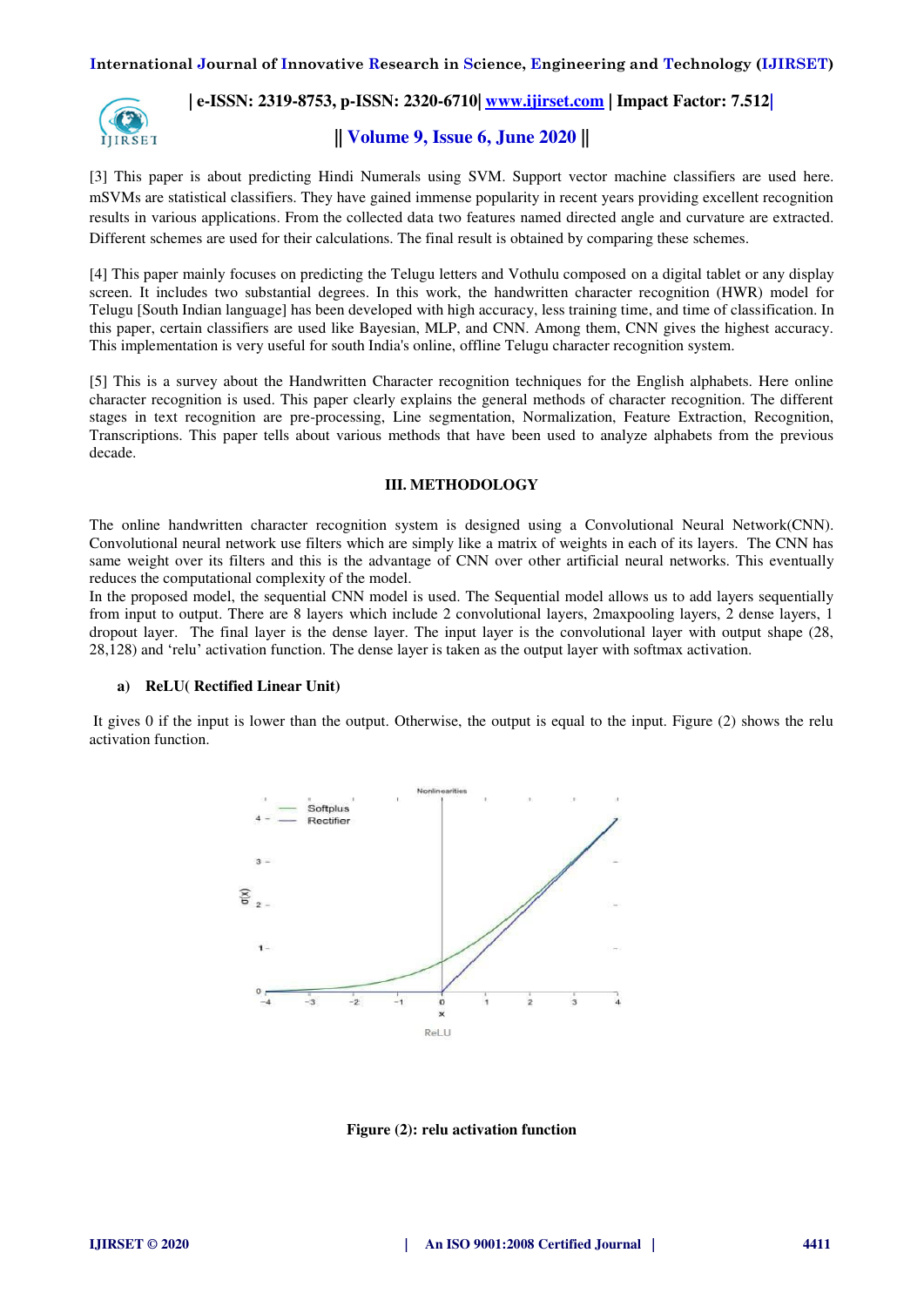[3] This paper is about predicting Hindi Numerals using SVM. Support vector machine classifiers are used here. mSVMs are statistical classifiers. They have gained immense popularity in recent years providing excellent recognition results in various applications. From the collected data two features named directed angle and curvature are extracted. Different schemes are used for their calculations. The final result is obtained by comparing these schemes.

[4] This paper mainly focuses on predicting the Telugu letters and Vothulu composed on a digital tablet or any display screen. It includes two substantial degrees. In this work, the handwritten character recognition (HWR) model for Telugu [South Indian language] has been developed with high accuracy, less training time, and time of classification. In this paper, certain classifiers are used like Bayesian, MLP, and CNN. Among them, CNN gives the highest accuracy. This implementation is very useful for south India's online, offline Telugu character recognition system.

[5] This is a survey about the Handwritten Character recognition techniques for the English alphabets. Here online character recognition is used. This paper clearly explains the general methods of character recognition. The different stages in text recognition are pre-processing, Line segmentation, Normalization, Feature Extraction, Recognition, Transcriptions. This paper tells about various methods that have been used to analyze alphabets from the previous decade.

## III. METHODOLOGY

The online handwritten character recognition system is designed using a Convolutional Neural Network(CNN). Convolutional neural network use filters which are simply like a matrix of weights in each of its layers. The CNN has same weight over its filters and this is the advantage of CNN over other artificial neural networks. This eventually reduces the computational complexity of the model.
In the proposed model, the sequential CNN model is used. The Sequential model allows us to add layers sequentially from input to output. There are 8 layers which include 2 convolutional layers, 2maxpooling layers, 2 dense layers, 1 dropout layer. The final layer is the dense layer. The input layer is the convolutional layer with output shape (28, 28,128) and 'relu' activation function. The dense layer is taken as the output layer with softmax activation.

### a) ReLU( Rectified Linear Unit)

It gives 0 if the input is lower than the output. Otherwise, the output is equal to the input. Figure (2) shows the relu activation function.

**Figure (2): relu activation function**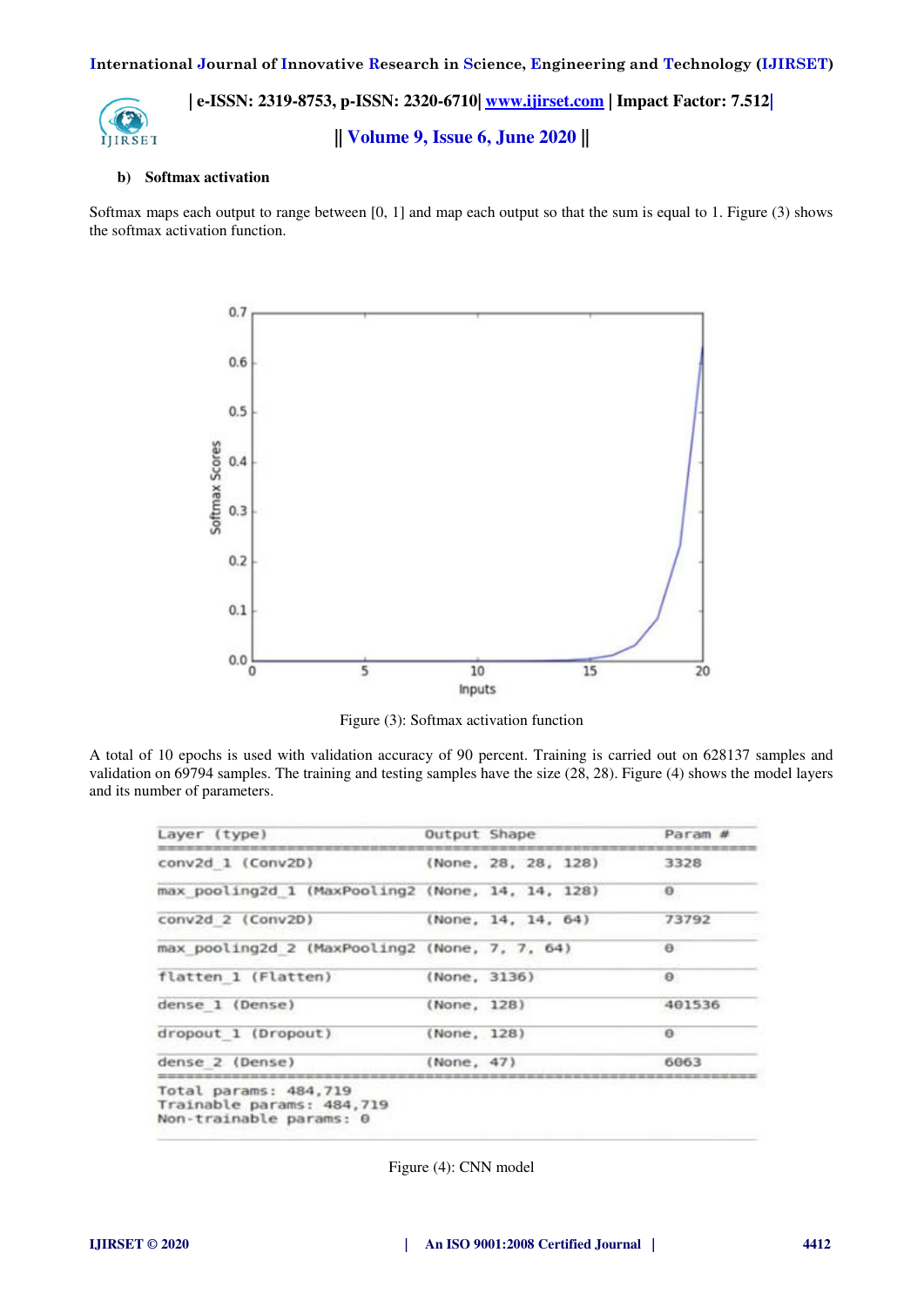#### b) Softmax activation

Softmax maps each output to range between [0, 1] and map each output so that the sum is equal to 1. Figure (3) shows the softmax activation function.

Figure (3): Softmax activation function

A total of 10 epochs is used with validation accuracy of 90 percent. Training is carried out on 628137 samples and validation on 69794 samples. The training and testing samples have the size (28, 28). Figure (4) shows the model layers and its number of parameters.

| Layer (type) | Output Shape | Param # |
|---|---|---|
| conv2d_1 (Conv2D) | (None, 28, 28, 128) | 3328 |
| max_pooling2d_1 (MaxPooling2 | (None, 14, 14, 128) | 0 |
| conv2d_2 (Conv2D) | (None, 14, 14, 64) | 73792 |
| max_pooling2d_2 (MaxPooling2 | (None, 7, 7, 64) | 0 |
| flatten_1 (Flatten) | (None, 3136) | 0 |
| dense_1 (Dense) | (None, 128) | 401536 |
| dropout_1 (Dropout) | (None, 128) | 0 |
| dense_2 (Dense) | (None, 47) | 6063 |

```
Total params: 484,719
Trainable params: 484,719
Non-trainable params: 0
```

Figure (4): CNN model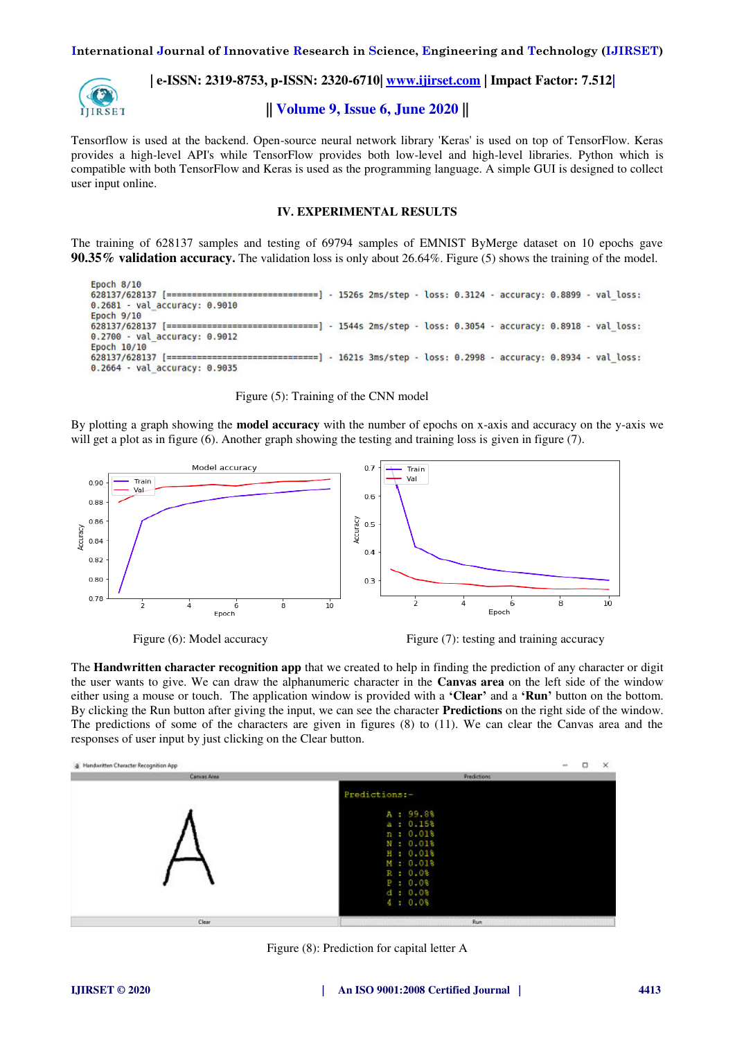Tensorflow is used at the backend. Open-source neural network library 'Keras' is used on top of TensorFlow. Keras provides a high-level API's while TensorFlow provides both low-level and high-level libraries. Python which is compatible with both TensorFlow and Keras is used as the programming language. A simple GUI is designed to collect user input online.

## IV. EXPERIMENTAL RESULTS

The training of 628137 samples and testing of 69794 samples of EMNIST ByMerge dataset on 10 epochs gave **90.35% validation accuracy.** The validation loss is only about 26.64%. Figure (5) shows the training of the model.

```
Epoch 8/10
628137/628137 [==============================] - 1526s 2ms/step - loss: 0.3124 - accuracy: 0.8899 - val_loss:
0.2681 - val_accuracy: 0.9010
Epoch 9/10
628137/628137 [==============================] - 1544s 2ms/step - loss: 0.3054 - accuracy: 0.8918 - val_loss:
0.2700 - val_accuracy: 0.9012
Epoch 10/10
628137/628137 [==============================] - 1621s 3ms/step - loss: 0.2998 - accuracy: 0.8934 - val_loss:
0.2664 - val_accuracy: 0.9035
```

Figure (5): Training of the CNN model

By plotting a graph showing the **model accuracy** with the number of epochs on x-axis and accuracy on the y-axis we will get a plot as in figure (6). Another graph showing the testing and training loss is given in figure (7).

Figure (6): Model accuracy

Figure (7): testing and training accuracy

The **Handwritten character recognition app** that we created to help in finding the prediction of any character or digit the user wants to give. We can draw the alphanumeric character in the **Canvas area** on the left side of the window either using a mouse or touch. The application window is provided with a **'Clear'** and a **'Run'** button on the bottom. By clicking the Run button after giving the input, we can see the character **Predictions** on the right side of the window. The predictions of some of the characters are given in figures (8) to (11). We can clear the Canvas area and the responses of user input by just clicking on the Clear button.

Figure (8): Prediction for capital letter A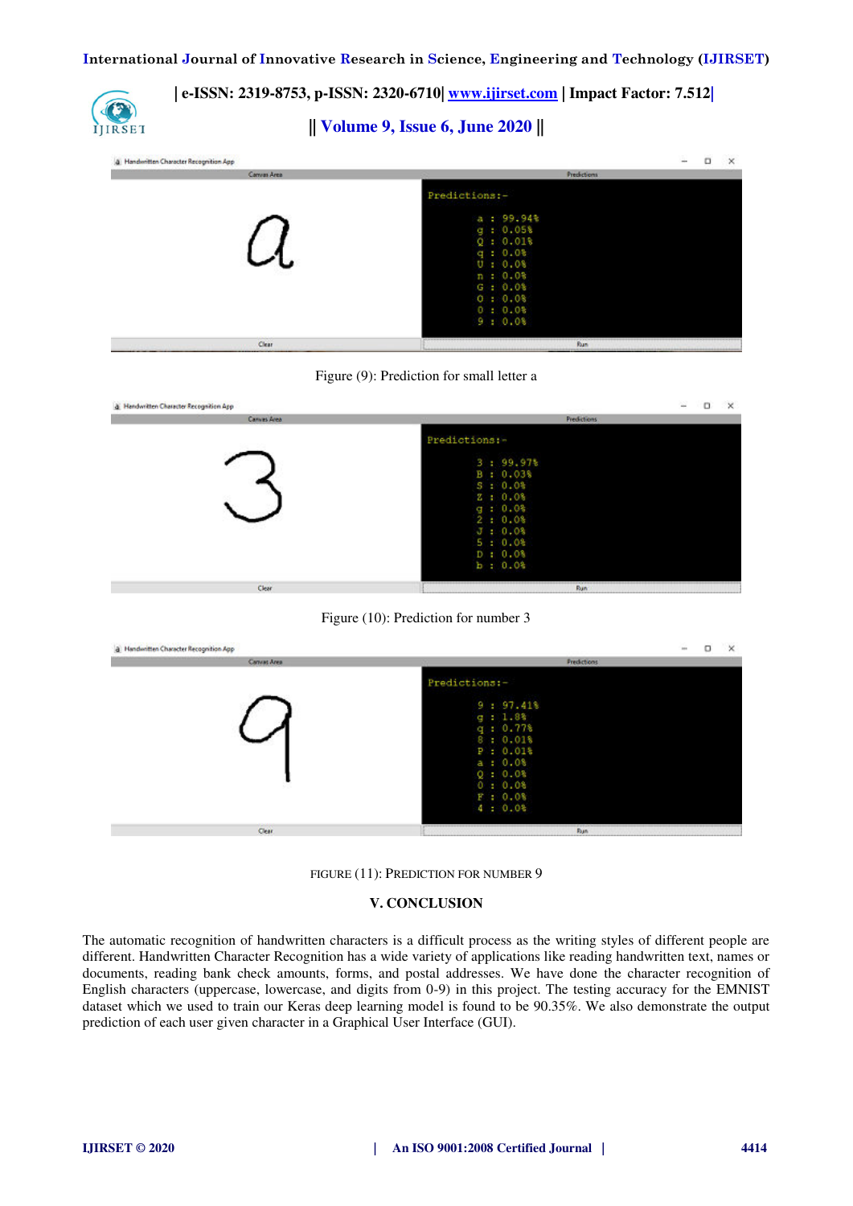Figure (9): Prediction for small letter a

Figure (10): Prediction for number 3

FIGURE (11): PREDICTION FOR NUMBER 9

## V. CONCLUSION

The automatic recognition of handwritten characters is a difficult process as the writing styles of different people are different. Handwritten Character Recognition has a wide variety of applications like reading handwritten text, names or documents, reading bank check amounts, forms, and postal addresses. We have done the character recognition of English characters (uppercase, lowercase, and digits from 0-9) in this project. The testing accuracy for the EMNIST dataset which we used to train our Keras deep learning model is found to be 90.35%. We also demonstrate the output prediction of each user given character in a Graphical User Interface (GUI).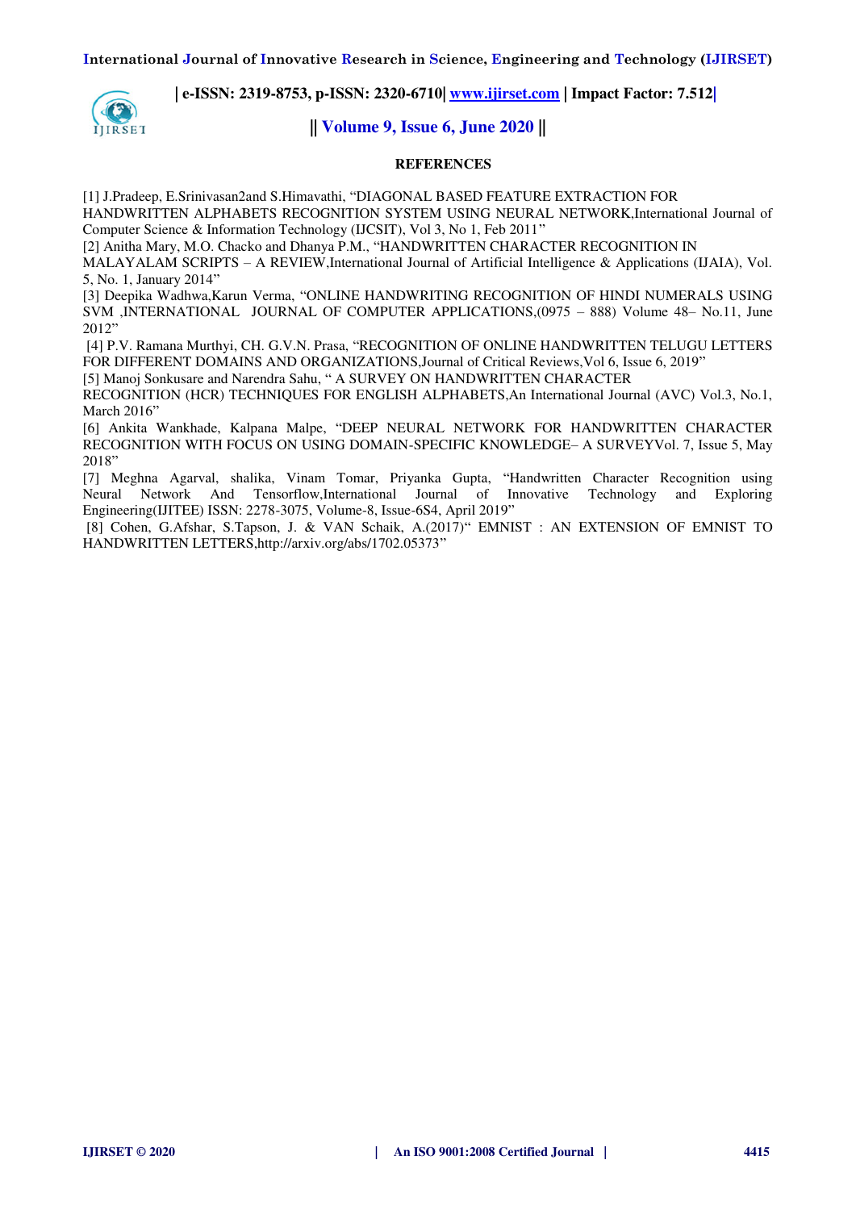## REFERENCES

[1] J.Pradeep, E.Srinivasan2and S.Himavathi, "DIAGONAL BASED FEATURE EXTRACTION FOR HANDWRITTEN ALPHABETS RECOGNITION SYSTEM USING NEURAL NETWORK,International Journal of Computer Science & Information Technology (IJCSIT), Vol 3, No 1, Feb 2011"

[2] Anitha Mary, M.O. Chacko and Dhanya P.M., "HANDWRITTEN CHARACTER RECOGNITION IN MALAYALAM SCRIPTS – A REVIEW,International Journal of Artificial Intelligence & Applications (IJAIA), Vol. 5, No. 1, January 2014"

[3] Deepika Wadhwa,Karun Verma, "ONLINE HANDWRITING RECOGNITION OF HINDI NUMERALS USING SVM ,INTERNATIONAL JOURNAL OF COMPUTER APPLICATIONS,(0975 – 888) Volume 48– No.11, June 2012"

[4] P.V. Ramana Murthyi, CH. G.V.N. Prasa, "RECOGNITION OF ONLINE HANDWRITTEN TELUGU LETTERS FOR DIFFERENT DOMAINS AND ORGANIZATIONS,Journal of Critical Reviews,Vol 6, Issue 6, 2019"

[5] Manoj Sonkusare and Narendra Sahu, " A SURVEY ON HANDWRITTEN CHARACTER RECOGNITION (HCR) TECHNIQUES FOR ENGLISH ALPHABETS,An International Journal (AVC) Vol.3, No.1, March 2016"

[6] Ankita Wankhade, Kalpana Malpe, "DEEP NEURAL NETWORK FOR HANDWRITTEN CHARACTER RECOGNITION WITH FOCUS ON USING DOMAIN-SPECIFIC KNOWLEDGE– A SURVEYVol. 7, Issue 5, May 2018"

[7] Meghna Agarval, shalika, Vinam Tomar, Priyanka Gupta, "Handwritten Character Recognition using Neural Network And Tensorflow,International Journal of Innovative Technology and Exploring Engineering(IJITEE) ISSN: 2278-3075, Volume-8, Issue-6S4, April 2019"

[8] Cohen, G.Afshar, S.Tapson, J. & VAN Schaik, A.(2017)" EMNIST : AN EXTENSION OF EMNIST TO HANDWRITTEN LETTERS,http://arxiv.org/abs/1702.05373"